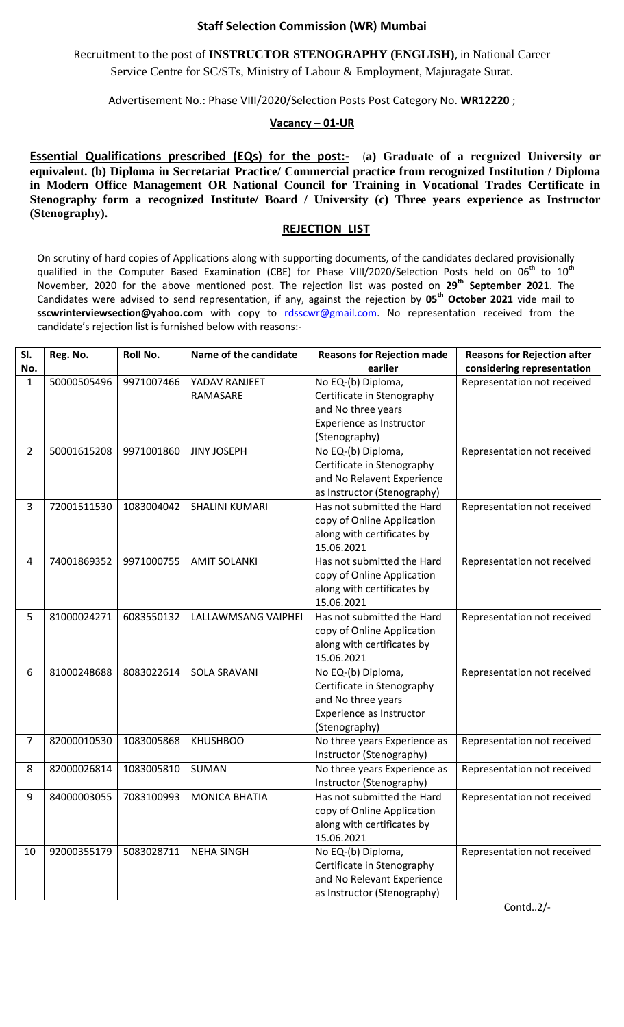**Staff Selection Commission (WR) Mumbai**

Recruitment to the post of **INSTRUCTOR STENOGRAPHY (ENGLISH)**, in National Career Service Centre for SC/STs, Ministry of Labour & Employment, Majuragate Surat.

Advertisement No.: Phase VIII/2020/Selection Posts Post Category No. **WR12220** ;

**Vacancy – 01-UR**

**Essential Qualifications prescribed (EQs) for the post:-** (**a) Graduate of a recgnized University or equivalent. (b) Diploma in Secretariat Practice/ Commercial practice from recognized Institution / Diploma in Modern Office Management OR National Council for Training in Vocational Trades Certificate in Stenography form a recognized Institute/ Board / University (c) Three years experience as Instructor (Stenography).**

**REJECTION LIST**

On scrutiny of hard copies of Applications along with supporting documents, of the candidates declared provisionally qualified in the Computer Based Examination (CBE) for Phase VIII/2020/Selection Posts held on 06th to 10th November, 2020 for the above mentioned post. The rejection list was posted on **29th September 2021**. The Candidates were advised to send representation, if any, against the rejection by **05th October 2021** vide mail to **sscwrinterviewsection@yahoo.com** with copy to rdsscwr@gmail.com. No representation received from the candidate's rejection list is furnished below with reasons:-

| Sl. No. | Reg. No. | Roll No. | Name of the candidate | Reasons for Rejection made earlier | Reasons for Rejection after considering representation |
|---|---|---|---|---|---|
| 1 | 50000505496 | 9971007466 | YADAV RANJEET RAMASARE | No EQ-(b) Diploma, Certificate in Stenography and No three years Experience as Instructor (Stenography) | Representation not received |
| 2 | 50001615208 | 9971001860 | JINY JOSEPH | No EQ-(b) Diploma, Certificate in Stenography and No Relavent Experience as Instructor (Stenography) | Representation not received |
| 3 | 72001511530 | 1083004042 | SHALINI KUMARI | Has not submitted the Hard copy of Online Application along with certificates by 15.06.2021 | Representation not received |
| 4 | 74001869352 | 9971000755 | AMIT SOLANKI | Has not submitted the Hard copy of Online Application along with certificates by 15.06.2021 | Representation not received |
| 5 | 81000024271 | 6083550132 | LALLAWMSANG VAIPHEI | Has not submitted the Hard copy of Online Application along with certificates by 15.06.2021 | Representation not received |
| 6 | 81000248688 | 8083022614 | SOLA SRAVANI | No EQ-(b) Diploma, Certificate in Stenography and No three years Experience as Instructor (Stenography) | Representation not received |
| 7 | 82000010530 | 1083005868 | KHUSHBOO | No three years Experience as Instructor (Stenography) | Representation not received |
| 8 | 82000026814 | 1083005810 | SUMAN | No three years Experience as Instructor (Stenography) | Representation not received |
| 9 | 84000003055 | 7083100993 | MONICA BHATIA | Has not submitted the Hard copy of Online Application along with certificates by 15.06.2021 | Representation not received |
| 10 | 92000355179 | 5083028711 | NEHA SINGH | No EQ-(b) Diploma, Certificate in Stenography and No Relevant Experience as Instructor (Stenography) | Representation not received |

Contd..2/-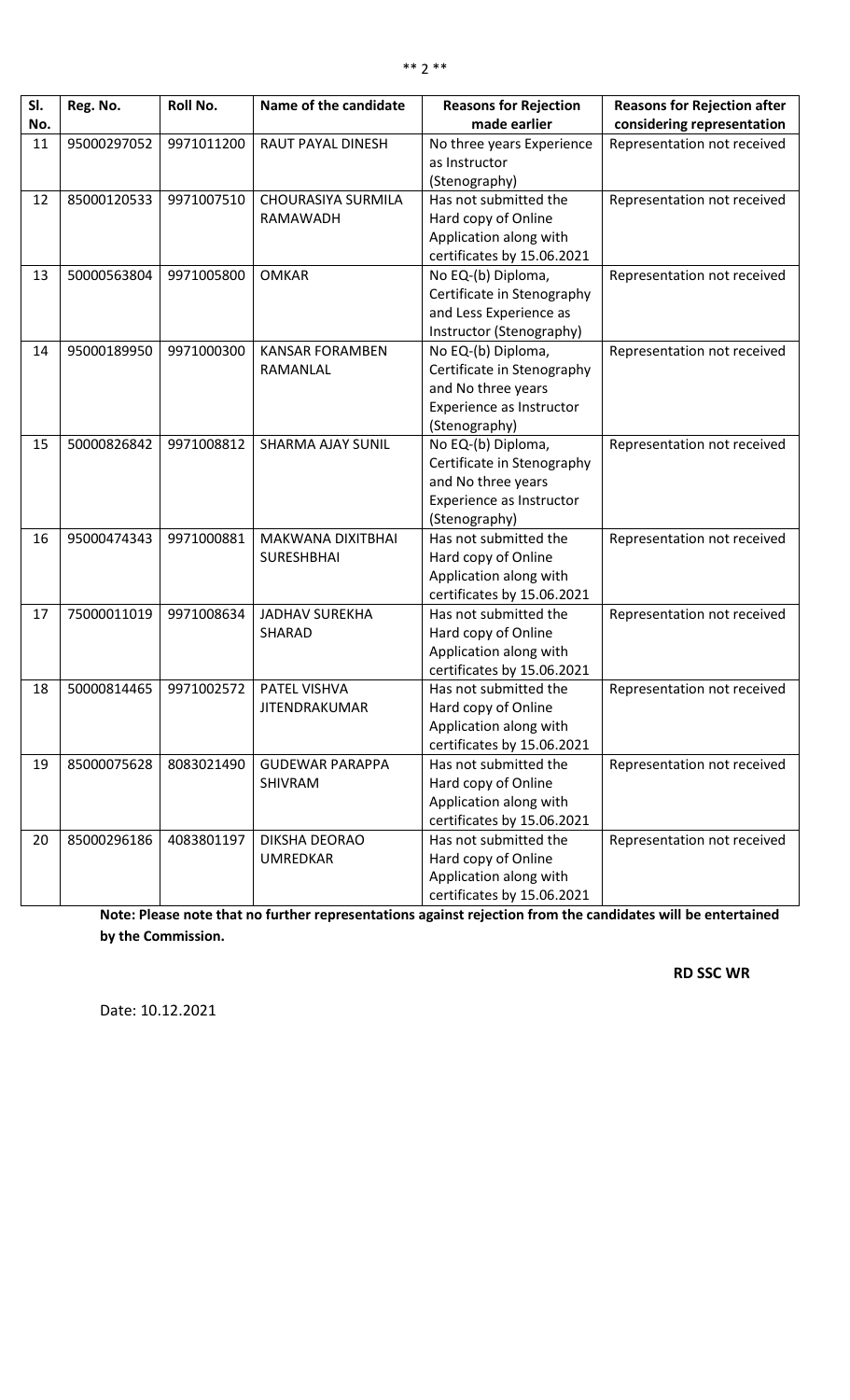| Sl. No. | Reg. No. | Roll No. | Name of the candidate | Reasons for Rejection made earlier | Reasons for Rejection after considering representation |
|---|---|---|---|---|---|
| 11 | 95000297052 | 9971011200 | RAUT PAYAL DINESH | No three years Experience as Instructor (Stenography) | Representation not received |
| 12 | 85000120533 | 9971007510 | CHOURASIYA SURMILA RAMAWADH | Has not submitted the Hard copy of Online Application along with certificates by 15.06.2021 | Representation not received |
| 13 | 50000563804 | 9971005800 | OMKAR | No EQ-(b) Diploma, Certificate in Stenography and Less Experience as Instructor (Stenography) | Representation not received |
| 14 | 95000189950 | 9971000300 | KANSAR FORAMBEN RAMANLAL | No EQ-(b) Diploma, Certificate in Stenography and No three years Experience as Instructor (Stenography) | Representation not received |
| 15 | 50000826842 | 9971008812 | SHARMA AJAY SUNIL | No EQ-(b) Diploma, Certificate in Stenography and No three years Experience as Instructor (Stenography) | Representation not received |
| 16 | 95000474343 | 9971000881 | MAKWANA DIXITBHAI SURESHBHAI | Has not submitted the Hard copy of Online Application along with certificates by 15.06.2021 | Representation not received |
| 17 | 75000011019 | 9971008634 | JADHAV SUREKHA SHARAD | Has not submitted the Hard copy of Online Application along with certificates by 15.06.2021 | Representation not received |
| 18 | 50000814465 | 9971002572 | PATEL VISHVA JITENDRAKUMAR | Has not submitted the Hard copy of Online Application along with certificates by 15.06.2021 | Representation not received |
| 19 | 85000075628 | 8083021490 | GUDEWAR PARAPPA SHIVRAM | Has not submitted the Hard copy of Online Application along with certificates by 15.06.2021 | Representation not received |
| 20 | 85000296186 | 4083801197 | DIKSHA DEORAO UMREDKAR | Has not submitted the Hard copy of Online Application along with certificates by 15.06.2021 | Representation not received |

**Note: Please note that no further representations against rejection from the candidates will be entertained by the Commission.**

**RD SSC WR**

Date: 10.12.2021